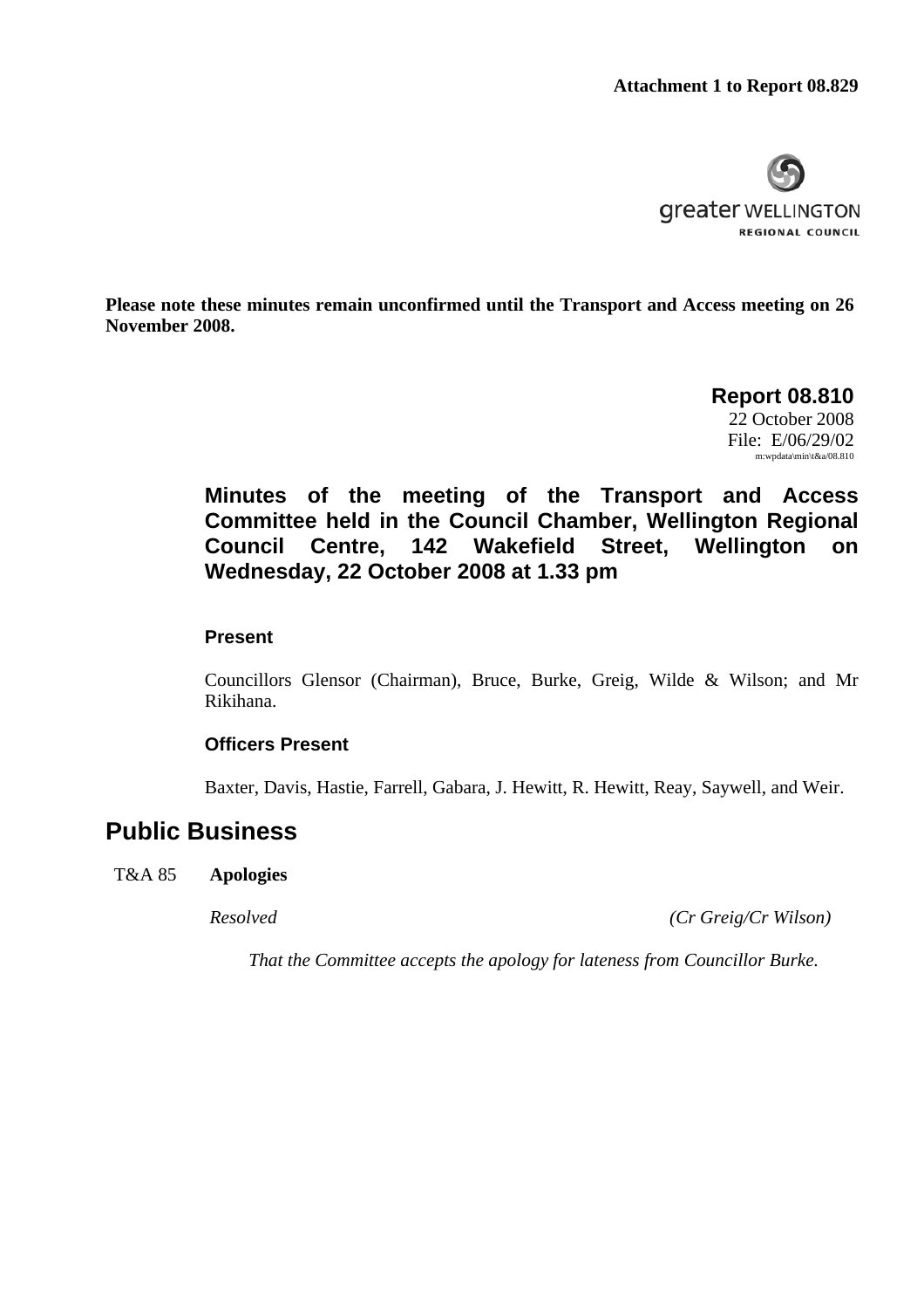**Attachment 1 to Report 08.829**

greater WELLINGTON
REGIONAL COUNCIL

**Please note these minutes remain unconfirmed until the Transport and Access meeting on 26 November 2008.**

**Report 08.810**
22 October 2008
File: E/06/29/02
m:wpdata\min\t&a/08.810

## Minutes of the meeting of the Transport and Access Committee held in the Council Chamber, Wellington Regional Council Centre, 142 Wakefield Street, Wellington on Wednesday, 22 October 2008 at 1.33 pm

### Present

Councillors Glensor (Chairman), Bruce, Burke, Greig, Wilde & Wilson; and Mr Rikihana.

### Officers Present

Baxter, Davis, Hastie, Farrell, Gabara, J. Hewitt, R. Hewitt, Reay, Saywell, and Weir.

# Public Business

T&A 85 **Apologies**

*Resolved* *(Cr Greig/Cr Wilson)*

*That the Committee accepts the apology for lateness from Councillor Burke.*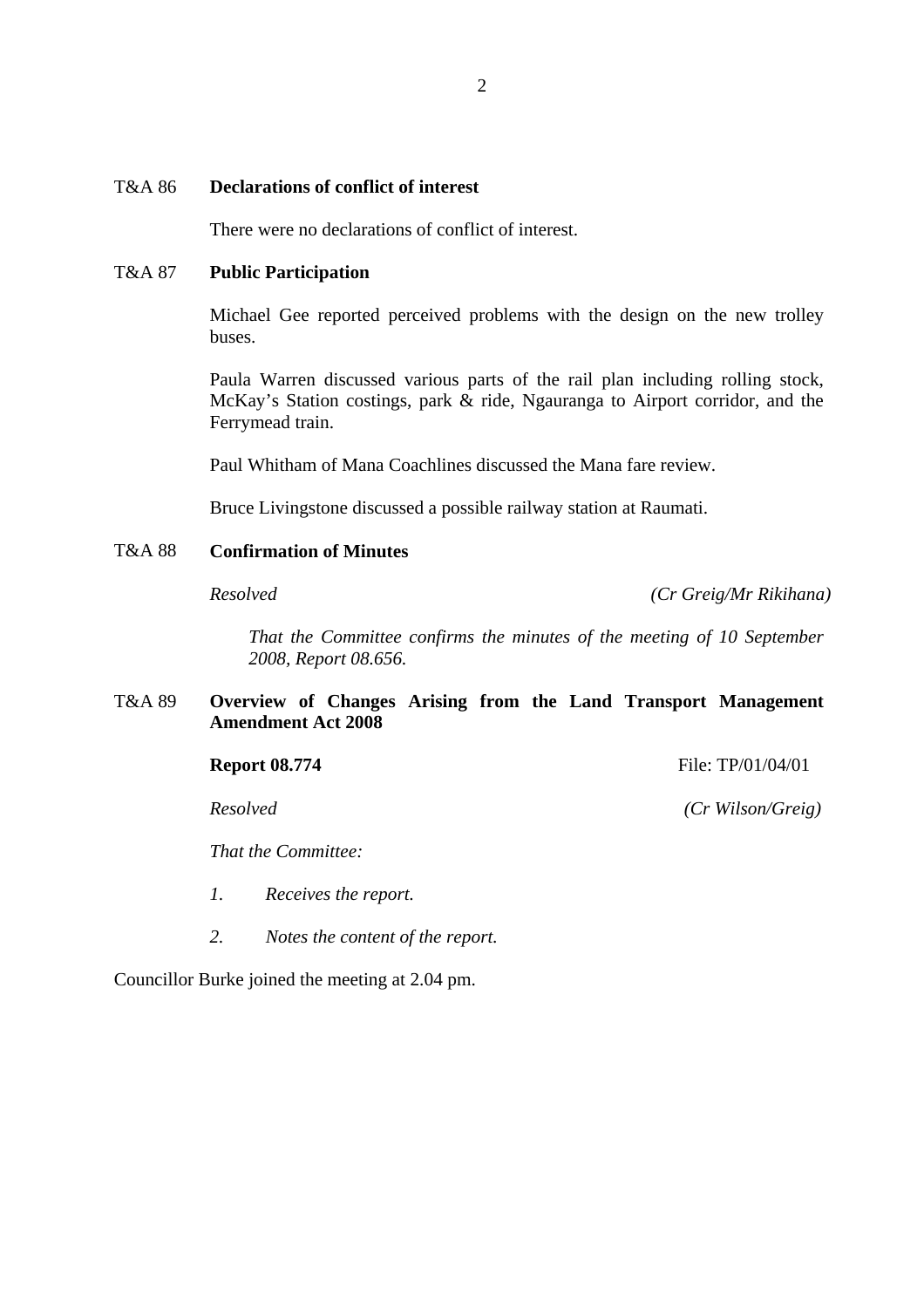T&A 86 **Declarations of conflict of interest**

There were no declarations of conflict of interest.

T&A 87 **Public Participation**

Michael Gee reported perceived problems with the design on the new trolley buses.

Paula Warren discussed various parts of the rail plan including rolling stock, McKay's Station costings, park & ride, Ngauranga to Airport corridor, and the Ferrymead train.

Paul Whitham of Mana Coachlines discussed the Mana fare review.

Bruce Livingstone discussed a possible railway station at Raumati.

T&A 88 **Confirmation of Minutes**

*Resolved* *(Cr Greig/Mr Rikihana)*

*That the Committee confirms the minutes of the meeting of 10 September 2008, Report 08.656.*

T&A 89 **Overview of Changes Arising from the Land Transport Management Amendment Act 2008**

**Report 08.774** File: TP/01/04/01

*Resolved* *(Cr Wilson/Greig)*

*That the Committee:*

1. *Receives the report.*
2. *Notes the content of the report.*

Councillor Burke joined the meeting at 2.04 pm.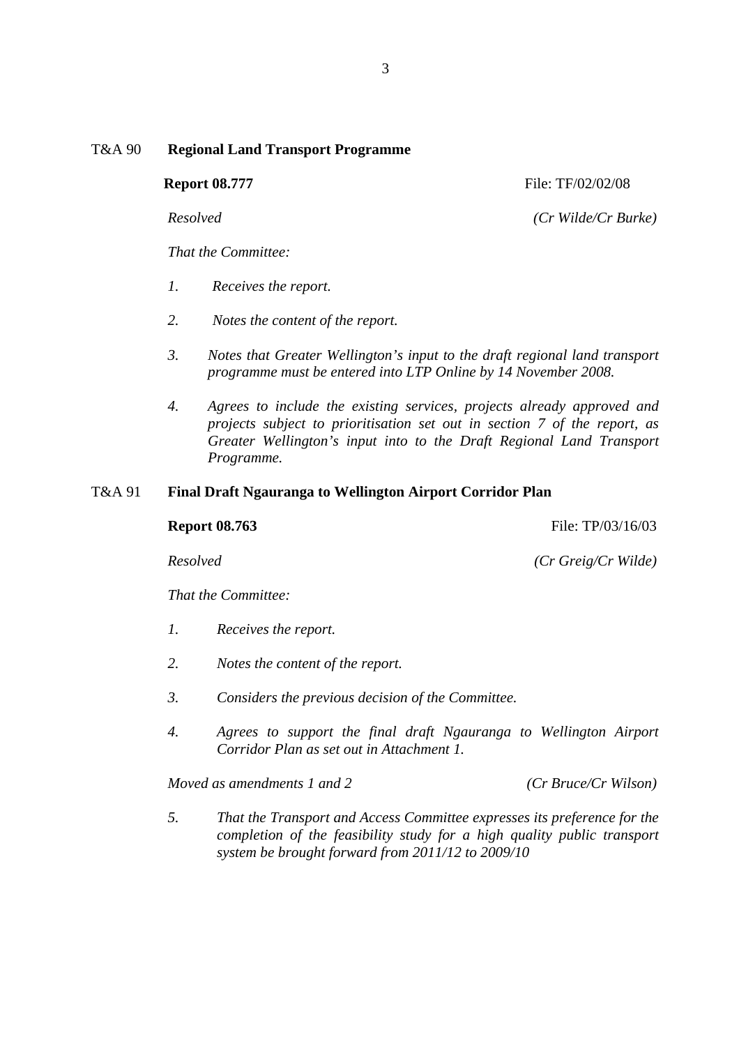T&A 90 **Regional Land Transport Programme**

**Report 08.777** File: TF/02/02/08

*Resolved* *(Cr Wilde/Cr Burke)*

*That the Committee:*

1. *Receives the report.*
2. *Notes the content of the report.*
3. *Notes that Greater Wellington's input to the draft regional land transport programme must be entered into LTP Online by 14 November 2008.*
4. *Agrees to include the existing services, projects already approved and projects subject to prioritisation set out in section 7 of the report, as Greater Wellington's input into to the Draft Regional Land Transport Programme.*

T&A 91 **Final Draft Ngauranga to Wellington Airport Corridor Plan**

**Report 08.763** File: TP/03/16/03

*Resolved* *(Cr Greig/Cr Wilde)*

*That the Committee:*

1. *Receives the report.*
2. *Notes the content of the report.*
3. *Considers the previous decision of the Committee.*
4. *Agrees to support the final draft Ngauranga to Wellington Airport Corridor Plan as set out in Attachment 1.*

*Moved as amendments 1 and 2* *(Cr Bruce/Cr Wilson)*

5. *That the Transport and Access Committee expresses its preference for the completion of the feasibility study for a high quality public transport system be brought forward from 2011/12 to 2009/10*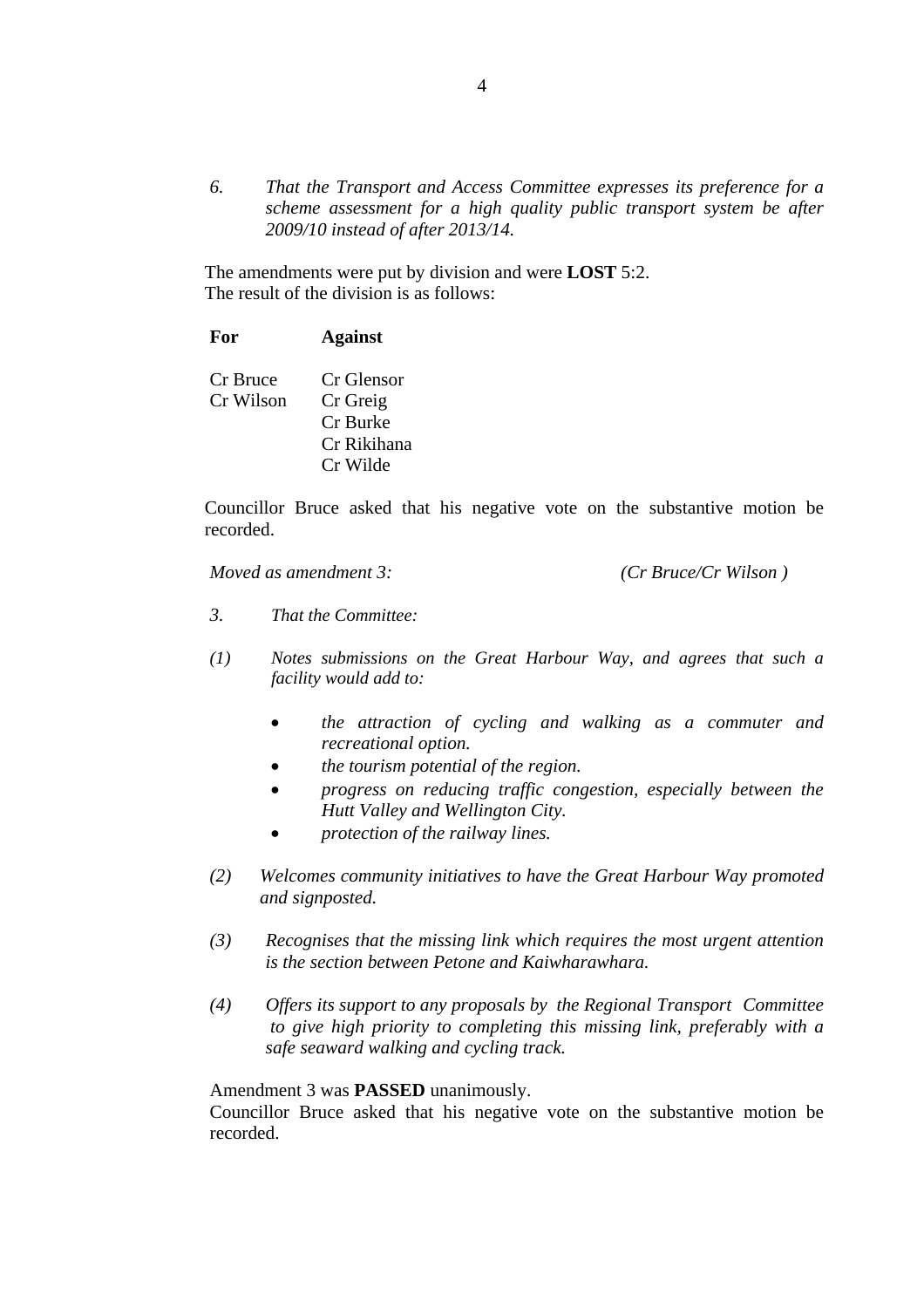6. *That the Transport and Access Committee expresses its preference for a scheme assessment for a high quality public transport system be after 2009/10 instead of after 2013/14.*

The amendments were put by division and were **LOST** 5:2.
The result of the division is as follows:

| For | Against |
|---|---|
| Cr Bruce | Cr Glensor |
| Cr Wilson | Cr Greig |
| | Cr Burke |
| | Cr Rikihana |
| | Cr Wilde |

Councillor Bruce asked that his negative vote on the substantive motion be recorded.

*Moved as amendment 3:* *(Cr Bruce/Cr Wilson )*

*3. That the Committee:*

*(1) Notes submissions on the Great Harbour Way, and agrees that such a facility would add to:*

- *the attraction of cycling and walking as a commuter and recreational option.*
- *the tourism potential of the region.*
- *progress on reducing traffic congestion, especially between the Hutt Valley and Wellington City.*
- *protection of the railway lines.*

*(2) Welcomes community initiatives to have the Great Harbour Way promoted and signposted.*

*(3) Recognises that the missing link which requires the most urgent attention is the section between Petone and Kaiwharawhara.*

*(4) Offers its support to any proposals by the Regional Transport Committee to give high priority to completing this missing link, preferably with a safe seaward walking and cycling track.*

Amendment 3 was **PASSED** unanimously.
Councillor Bruce asked that his negative vote on the substantive motion be recorded.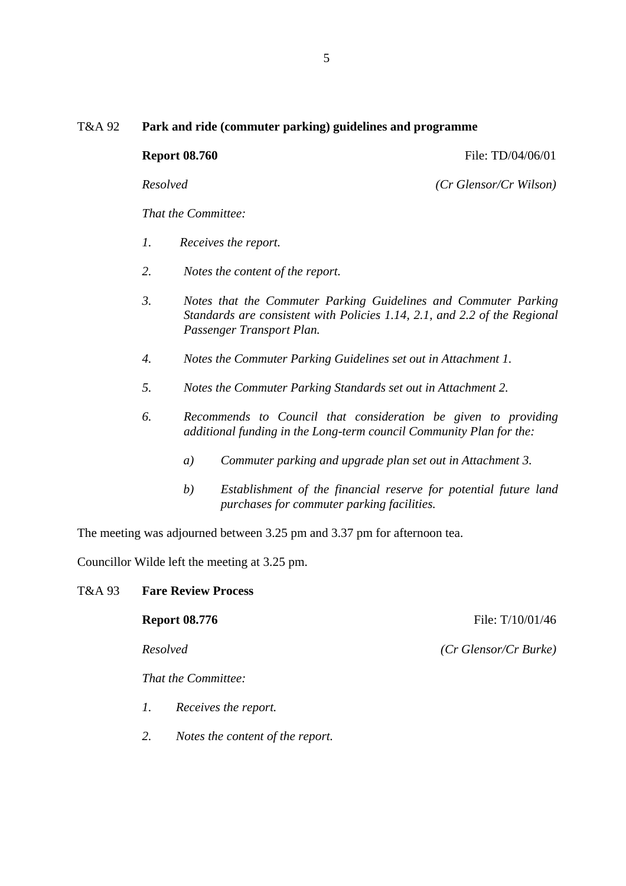T&A 92 **Park and ride (commuter parking) guidelines and programme**

**Report 08.760** File: TD/04/06/01

*Resolved* *(Cr Glensor/Cr Wilson)*

*That the Committee:*

1. *Receives the report.*
2. *Notes the content of the report.*
3. *Notes that the Commuter Parking Guidelines and Commuter Parking Standards are consistent with Policies 1.14, 2.1, and 2.2 of the Regional Passenger Transport Plan.*
4. *Notes the Commuter Parking Guidelines set out in Attachment 1.*
5. *Notes the Commuter Parking Standards set out in Attachment 2.*
6. *Recommends to Council that consideration be given to providing additional funding in the Long-term council Community Plan for the:*

   a) *Commuter parking and upgrade plan set out in Attachment 3.*

   b) *Establishment of the financial reserve for potential future land purchases for commuter parking facilities.*

The meeting was adjourned between 3.25 pm and 3.37 pm for afternoon tea.

Councillor Wilde left the meeting at 3.25 pm.

T&A 93 **Fare Review Process**

**Report 08.776** File: T/10/01/46

*Resolved* *(Cr Glensor/Cr Burke)*

*That the Committee:*

1. *Receives the report.*
2. *Notes the content of the report.*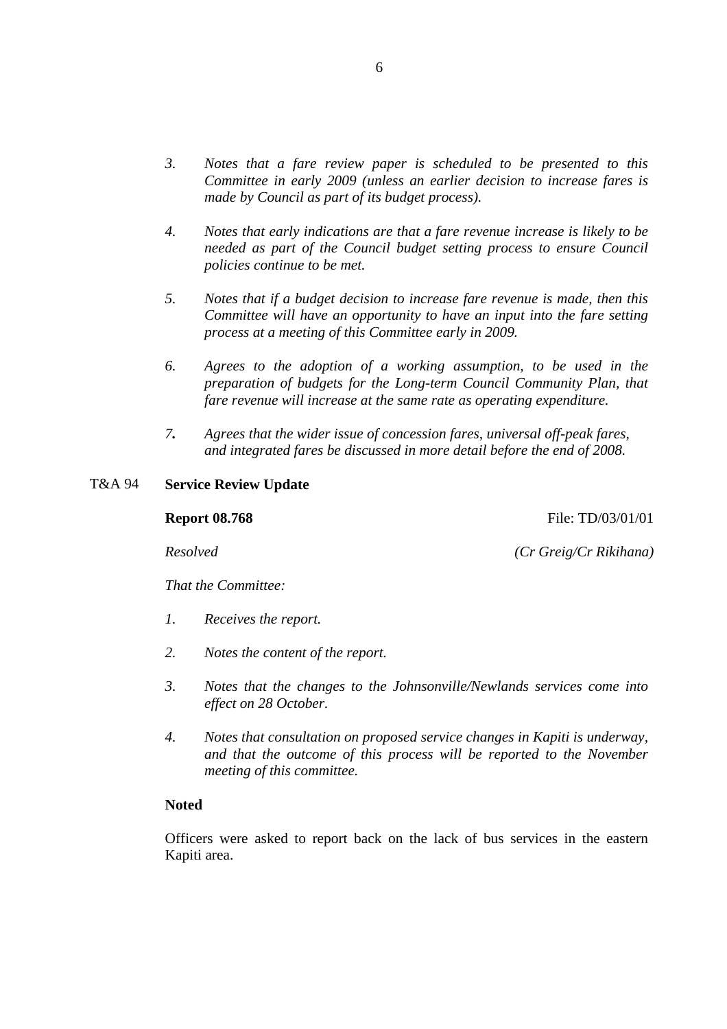3. *Notes that a fare review paper is scheduled to be presented to this Committee in early 2009 (unless an earlier decision to increase fares is made by Council as part of its budget process).*

4. *Notes that early indications are that a fare revenue increase is likely to be needed as part of the Council budget setting process to ensure Council policies continue to be met.*

5. *Notes that if a budget decision to increase fare revenue is made, then this Committee will have an opportunity to have an input into the fare setting process at a meeting of this Committee early in 2009.*

6. *Agrees to the adoption of a working assumption, to be used in the preparation of budgets for the Long-term Council Community Plan, that fare revenue will increase at the same rate as operating expenditure.*

7. *Agrees that the wider issue of concession fares, universal off-peak fares, and integrated fares be discussed in more detail before the end of 2008.*

T&A 94 **Service Review Update**

**Report 08.768** File: TD/03/01/01

*Resolved* *(Cr Greig/Cr Rikihana)*

*That the Committee:*

1. *Receives the report.*

2. *Notes the content of the report.*

3. *Notes that the changes to the Johnsonville/Newlands services come into effect on 28 October.*

4. *Notes that consultation on proposed service changes in Kapiti is underway, and that the outcome of this process will be reported to the November meeting of this committee.*

**Noted**

Officers were asked to report back on the lack of bus services in the eastern Kapiti area.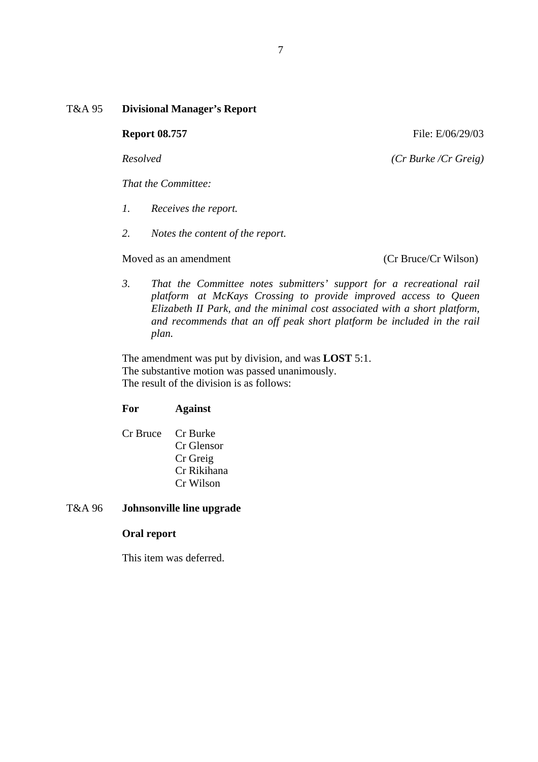T&A 95 **Divisional Manager's Report**

**Report 08.757** File: E/06/29/03

*Resolved* *(Cr Burke /Cr Greig)*

*That the Committee:*

1. *Receives the report.*

2. *Notes the content of the report.*

Moved as an amendment (Cr Bruce/Cr Wilson)

3. *That the Committee notes submitters' support for a recreational rail platform at McKays Crossing to provide improved access to Queen Elizabeth II Park, and the minimal cost associated with a short platform, and recommends that an off peak short platform be included in the rail plan.*

The amendment was put by division, and was **LOST** 5:1.
The substantive motion was passed unanimously.
The result of the division is as follows:

| **For** | **Against** |
|---|---|
| Cr Bruce | Cr Burke |
| | Cr Glensor |
| | Cr Greig |
| | Cr Rikihana |
| | Cr Wilson |

T&A 96 **Johnsonville line upgrade**

**Oral report**

This item was deferred.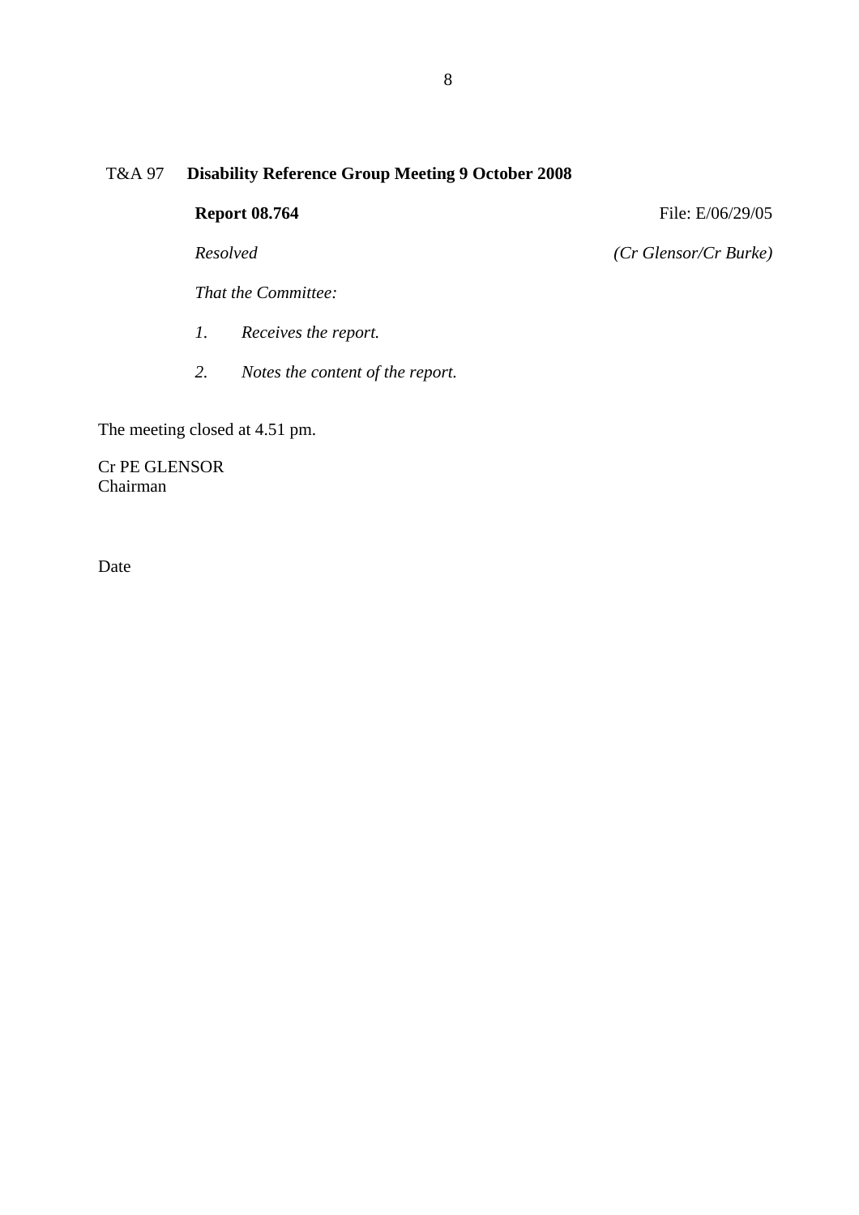## T&A 97 Disability Reference Group Meeting 9 October 2008

**Report 08.764** File: E/06/29/05

*Resolved* *(Cr Glensor/Cr Burke)*

*That the Committee:*

1. *Receives the report.*
2. *Notes the content of the report.*

The meeting closed at 4.51 pm.

Cr PE GLENSOR
Chairman

Date